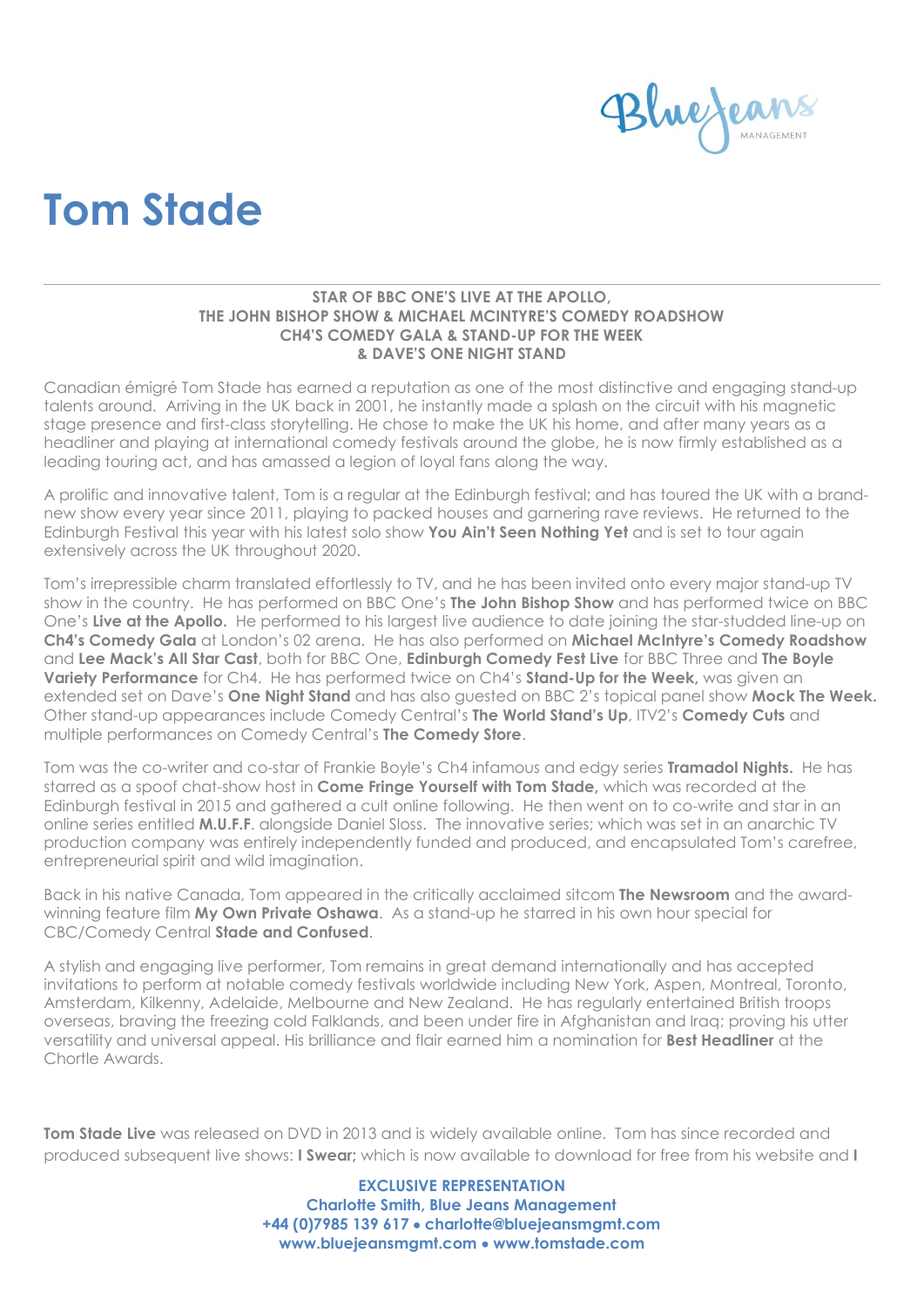# Tom Stade

**STAR OF BBC ONE'S LIVE AT THE APOLLO,**
**THE JOHN BISHOP SHOW & MICHAEL MCINTYRE'S COMEDY ROADSHOW**
**CH4'S COMEDY GALA & STAND-UP FOR THE WEEK**
**& DAVE'S ONE NIGHT STAND**

Canadian émigré Tom Stade has earned a reputation as one of the most distinctive and engaging stand-up talents around. Arriving in the UK back in 2001, he instantly made a splash on the circuit with his magnetic stage presence and first-class storytelling. He chose to make the UK his home, and after many years as a headliner and playing at international comedy festivals around the globe, he is now firmly established as a leading touring act, and has amassed a legion of loyal fans along the way.

A prolific and innovative talent, Tom is a regular at the Edinburgh festival; and has toured the UK with a brand-new show every year since 2011, playing to packed houses and garnering rave reviews. He returned to the Edinburgh Festival this year with his latest solo show **You Ain't Seen Nothing Yet** and is set to tour again extensively across the UK throughout 2020.

Tom's irrepressible charm translated effortlessly to TV, and he has been invited onto every major stand-up TV show in the country. He has performed on BBC One's **The John Bishop Show** and has performed twice on BBC One's **Live at the Apollo.** He performed to his largest live audience to date joining the star-studded line-up on **Ch4's Comedy Gala** at London's 02 arena. He has also performed on **Michael McIntyre's Comedy Roadshow** and **Lee Mack's All Star Cast**, both for BBC One, **Edinburgh Comedy Fest Live** for BBC Three and **The Boyle Variety Performance** for Ch4. He has performed twice on Ch4's **Stand-Up for the Week,** was given an extended set on Dave's **One Night Stand** and has also guested on BBC 2's topical panel show **Mock The Week.** Other stand-up appearances include Comedy Central's **The World Stand's Up**, ITV2's **Comedy Cuts** and multiple performances on Comedy Central's **The Comedy Store**.

Tom was the co-writer and co-star of Frankie Boyle's Ch4 infamous and edgy series **Tramadol Nights.** He has starred as a spoof chat-show host in **Come Fringe Yourself with Tom Stade,** which was recorded at the Edinburgh festival in 2015 and gathered a cult online following. He then went on to co-write and star in an online series entitled **M.U.F.F.** alongside Daniel Sloss. The innovative series; which was set in an anarchic TV production company was entirely independently funded and produced, and encapsulated Tom's carefree, entrepreneurial spirit and wild imagination.

Back in his native Canada, Tom appeared in the critically acclaimed sitcom **The Newsroom** and the award-winning feature film **My Own Private Oshawa**. As a stand-up he starred in his own hour special for CBC/Comedy Central **Stade and Confused**.

A stylish and engaging live performer, Tom remains in great demand internationally and has accepted invitations to perform at notable comedy festivals worldwide including New York, Aspen, Montreal, Toronto, Amsterdam, Kilkenny, Adelaide, Melbourne and New Zealand. He has regularly entertained British troops overseas, braving the freezing cold Falklands, and been under fire in Afghanistan and Iraq; proving his utter versatility and universal appeal. His brilliance and flair earned him a nomination for **Best Headliner** at the Chortle Awards.

**Tom Stade Live** was released on DVD in 2013 and is widely available online. Tom has since recorded and produced subsequent live shows: **I Swear;** which is now available to download for free from his website and **I**

**EXCLUSIVE REPRESENTATION**
**Charlotte Smith, Blue Jeans Management**
**+44 (0)7985 139 617 • charlotte@bluejeansmgmt.com**
**www.bluejeansmgmt.com • www.tomstade.com**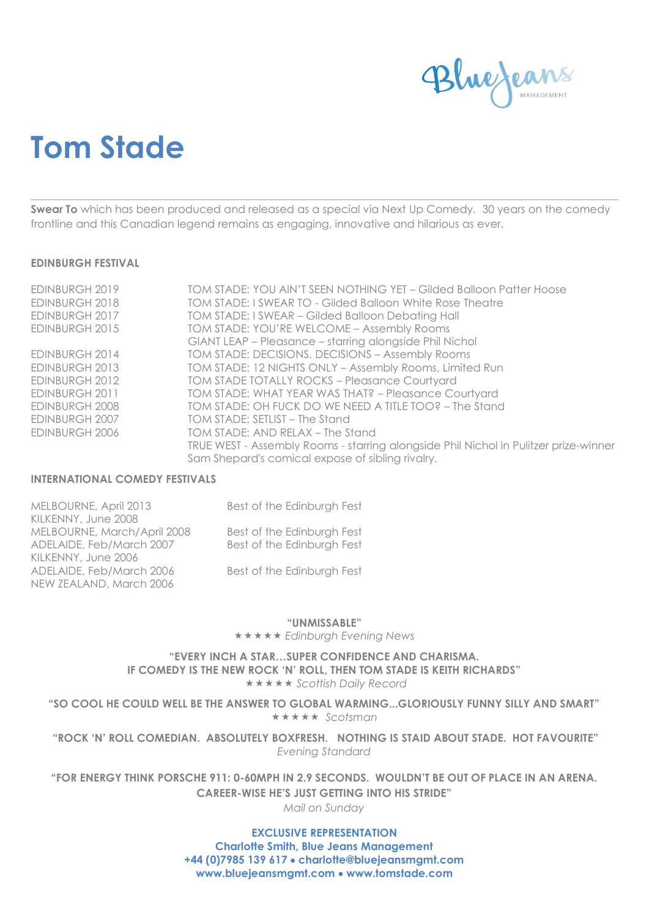# Tom Stade

**Swear To** which has been produced and released as a special via Next Up Comedy. 30 years on the comedy frontline and this Canadian legend remains as engaging, innovative and hilarious as ever.

### EDINBURGH FESTIVAL

| | |
|---|---|
| EDINBURGH 2019 | TOM STADE: YOU AIN'T SEEN NOTHING YET – Gilded Balloon Patter Hoose |
| EDINBURGH 2018 | TOM STADE: I SWEAR TO - Gilded Balloon White Rose Theatre |
| EDINBURGH 2017 | TOM STADE: I SWEAR – Gilded Balloon Debating Hall |
| EDINBURGH 2015 | TOM STADE: YOU'RE WELCOME – Assembly Rooms |
| | GIANT LEAP – Pleasance – starring alongside Phil Nichol |
| EDINBURGH 2014 | TOM STADE: DECISIONS, DECISIONS – Assembly Rooms |
| EDINBURGH 2013 | TOM STADE: 12 NIGHTS ONLY – Assembly Rooms, Limited Run |
| EDINBURGH 2012 | TOM STADE TOTALLY ROCKS – Pleasance Courtyard |
| EDINBURGH 2011 | TOM STADE: WHAT YEAR WAS THAT? – Pleasance Courtyard |
| EDINBURGH 2008 | TOM STADE: OH FUCK DO WE NEED A TITLE TOO? – The Stand |
| EDINBURGH 2007 | TOM STADE: SETLIST – The Stand |
| EDINBURGH 2006 | TOM STADE: AND RELAX – The Stand |
| | TRUE WEST - Assembly Rooms - starring alongside Phil Nichol in Pulitzer prize-winner Sam Shepard's comical expose of sibling rivalry. |

### INTERNATIONAL COMEDY FESTIVALS

| | |
|---|---|
| MELBOURNE, April 2013 | Best of the Edinburgh Fest |
| KILKENNY, June 2008 | |
| MELBOURNE, March/April 2008 | Best of the Edinburgh Fest |
| ADELAIDE, Feb/March 2007 | Best of the Edinburgh Fest |
| KILKENNY, June 2006 | |
| ADELAIDE, Feb/March 2006 | Best of the Edinburgh Fest |
| NEW ZEALAND, March 2006 | |

**"UNMISSABLE"**
★★★★★ *Edinburgh Evening News*

**"EVERY INCH A STAR…SUPER CONFIDENCE AND CHARISMA. IF COMEDY IS THE NEW ROCK 'N' ROLL, THEN TOM STADE IS KEITH RICHARDS"**
★★★★★ *Scottish Daily Record*

**"SO COOL HE COULD WELL BE THE ANSWER TO GLOBAL WARMING...GLORIOUSLY FUNNY SILLY AND SMART"**
★★★★★ *Scotsman*

**"ROCK 'N' ROLL COMEDIAN. ABSOLUTELY BOXFRESH. NOTHING IS STAID ABOUT STADE. HOT FAVOURITE"**
*Evening Standard*

**"FOR ENERGY THINK PORSCHE 911: 0-60MPH IN 2.9 SECONDS. WOULDN'T BE OUT OF PLACE IN AN ARENA. CAREER-WISE HE'S JUST GETTING INTO HIS STRIDE"**
*Mail on Sunday*

**EXCLUSIVE REPRESENTATION**
**Charlotte Smith, Blue Jeans Management**
**+44 (0)7985 139 617 • charlotte@bluejeansmgmt.com**
**www.bluejeansmgmt.com • www.tomstade.com**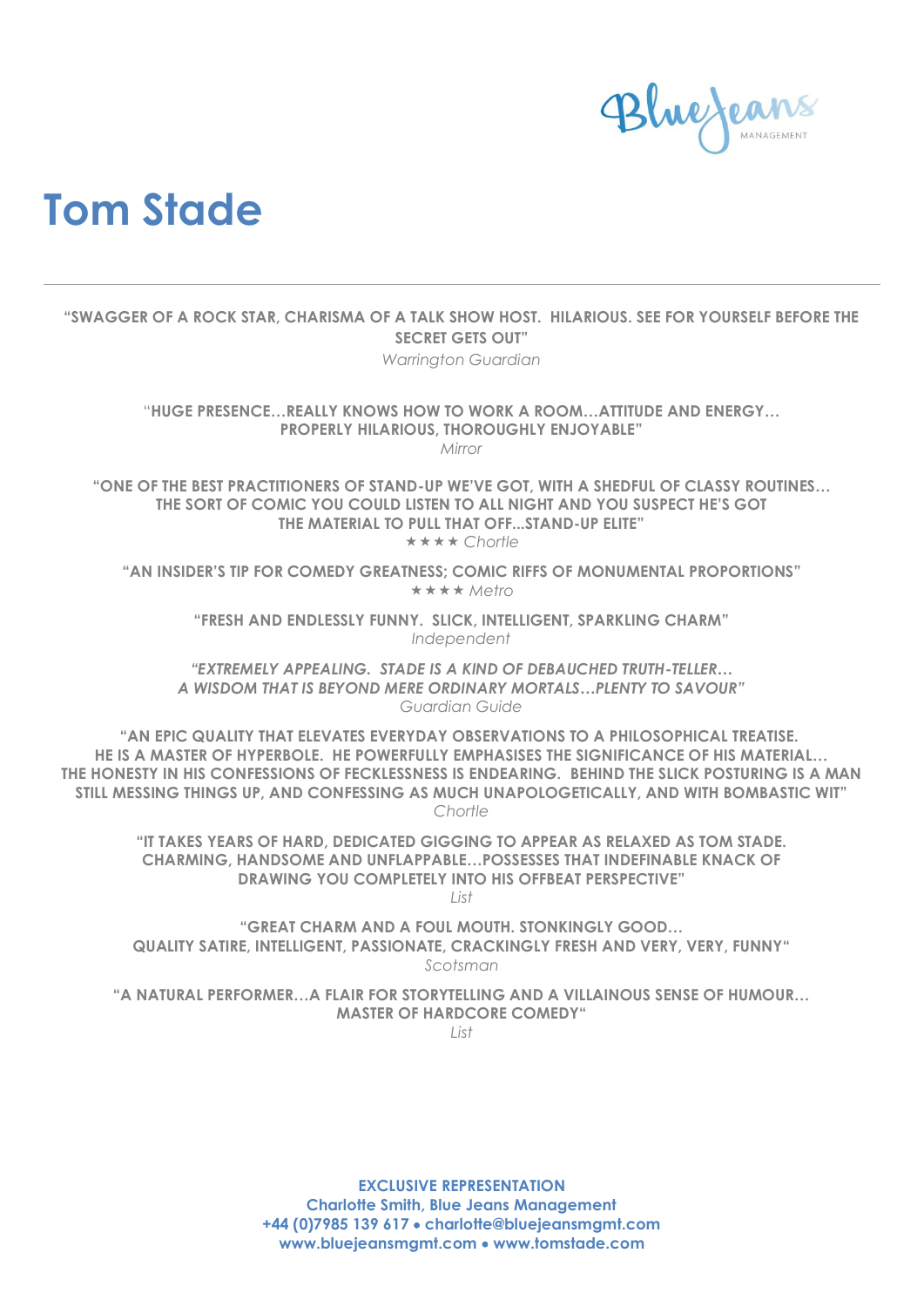# Tom Stade

---

**"SWAGGER OF A ROCK STAR, CHARISMA OF A TALK SHOW HOST. HILARIOUS. SEE FOR YOURSELF BEFORE THE SECRET GETS OUT"**
*Warrington Guardian*

**"HUGE PRESENCE…REALLY KNOWS HOW TO WORK A ROOM…ATTITUDE AND ENERGY… PROPERLY HILARIOUS, THOROUGHLY ENJOYABLE"**
*Mirror*

**"ONE OF THE BEST PRACTITIONERS OF STAND-UP WE'VE GOT, WITH A SHEDFUL OF CLASSY ROUTINES… THE SORT OF COMIC YOU COULD LISTEN TO ALL NIGHT AND YOU SUSPECT HE'S GOT THE MATERIAL TO PULL THAT OFF...STAND-UP ELITE"**
★★★★ *Chortle*

**"AN INSIDER'S TIP FOR COMEDY GREATNESS; COMIC RIFFS OF MONUMENTAL PROPORTIONS"**
★★★★ *Metro*

**"FRESH AND ENDLESSLY FUNNY. SLICK, INTELLIGENT, SPARKLING CHARM"**
*Independent*

***"EXTREMELY APPEALING. STADE IS A KIND OF DEBAUCHED TRUTH-TELLER… A WISDOM THAT IS BEYOND MERE ORDINARY MORTALS…PLENTY TO SAVOUR"***
*Guardian Guide*

**"AN EPIC QUALITY THAT ELEVATES EVERYDAY OBSERVATIONS TO A PHILOSOPHICAL TREATISE. HE IS A MASTER OF HYPERBOLE. HE POWERFULLY EMPHASISES THE SIGNIFICANCE OF HIS MATERIAL… THE HONESTY IN HIS CONFESSIONS OF FECKLESSNESS IS ENDEARING. BEHIND THE SLICK POSTURING IS A MAN STILL MESSING THINGS UP, AND CONFESSING AS MUCH UNAPOLOGETICALLY, AND WITH BOMBASTIC WIT"**
*Chortle*

**"IT TAKES YEARS OF HARD, DEDICATED GIGGING TO APPEAR AS RELAXED AS TOM STADE. CHARMING, HANDSOME AND UNFLAPPABLE…POSSESSES THAT INDEFINABLE KNACK OF DRAWING YOU COMPLETELY INTO HIS OFFBEAT PERSPECTIVE"**
*List*

**"GREAT CHARM AND A FOUL MOUTH. STONKINGLY GOOD… QUALITY SATIRE, INTELLIGENT, PASSIONATE, CRACKINGLY FRESH AND VERY, VERY, FUNNY"**
*Scotsman*

**"A NATURAL PERFORMER…A FLAIR FOR STORYTELLING AND A VILLAINOUS SENSE OF HUMOUR… MASTER OF HARDCORE COMEDY"**
*List*

**EXCLUSIVE REPRESENTATION**
**Charlotte Smith, Blue Jeans Management**
**+44 (0)7985 139 617 • charlotte@bluejeansmgmt.com**
**www.bluejeansmgmt.com • www.tomstade.com**